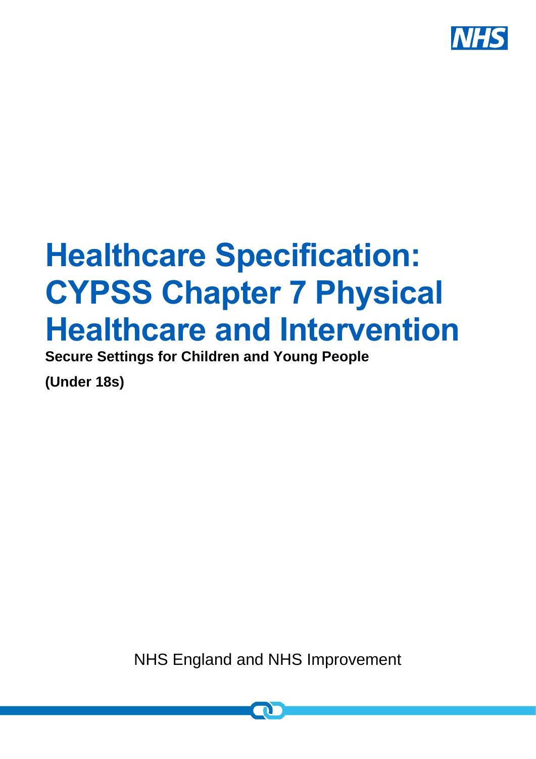# Healthcare Specification: CYPSS Chapter 7 Physical Healthcare and Intervention

**Secure Settings for Children and Young People**

**(Under 18s)**

NHS England and NHS Improvement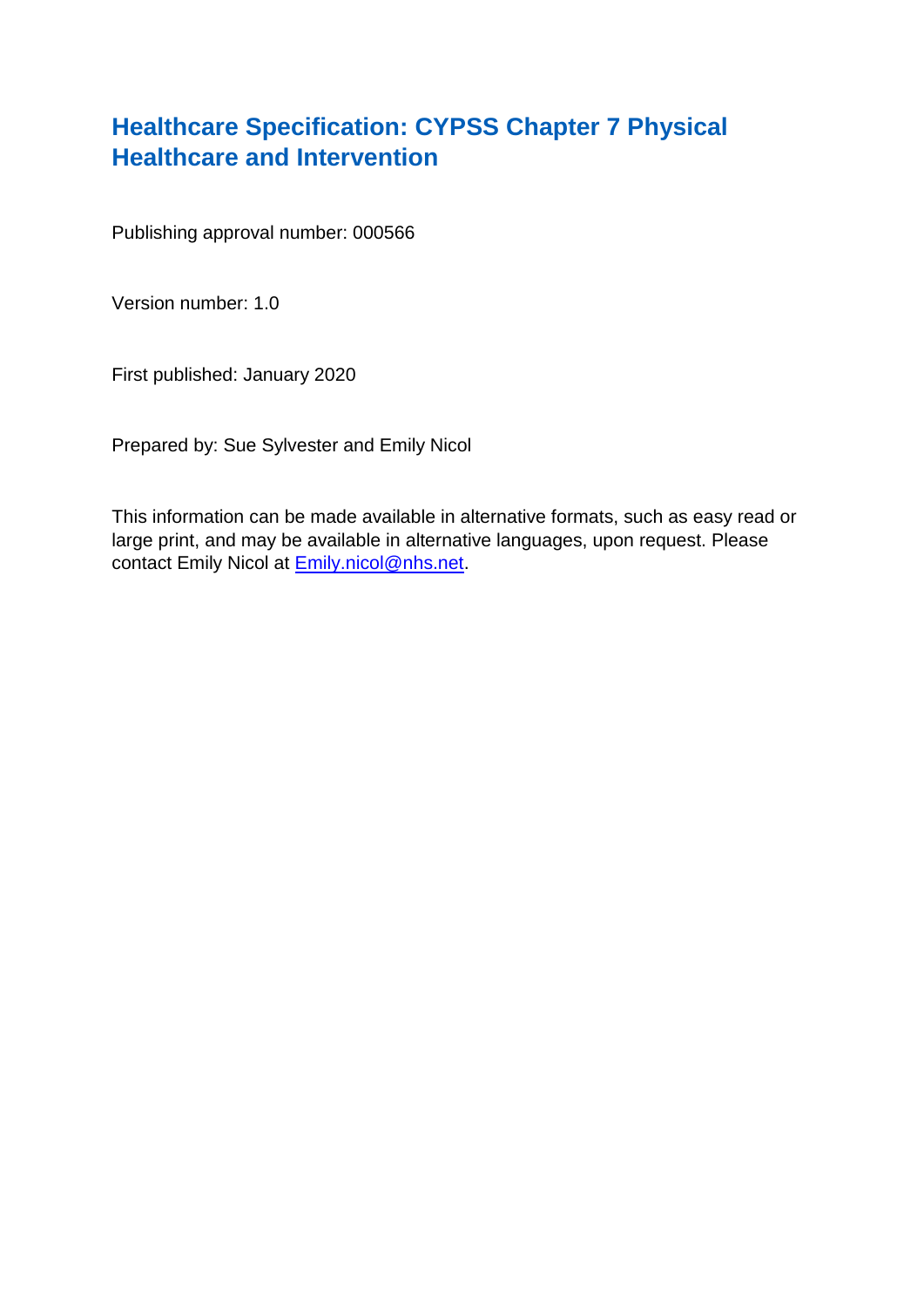# Healthcare Specification: CYPSS Chapter 7 Physical Healthcare and Intervention

Publishing approval number: 000566

Version number: 1.0

First published: January 2020

Prepared by: Sue Sylvester and Emily Nicol

This information can be made available in alternative formats, such as easy read or large print, and may be available in alternative languages, upon request. Please contact Emily Nicol at [Emily.nicol@nhs.net](mailto:Emily.nicol@nhs.net).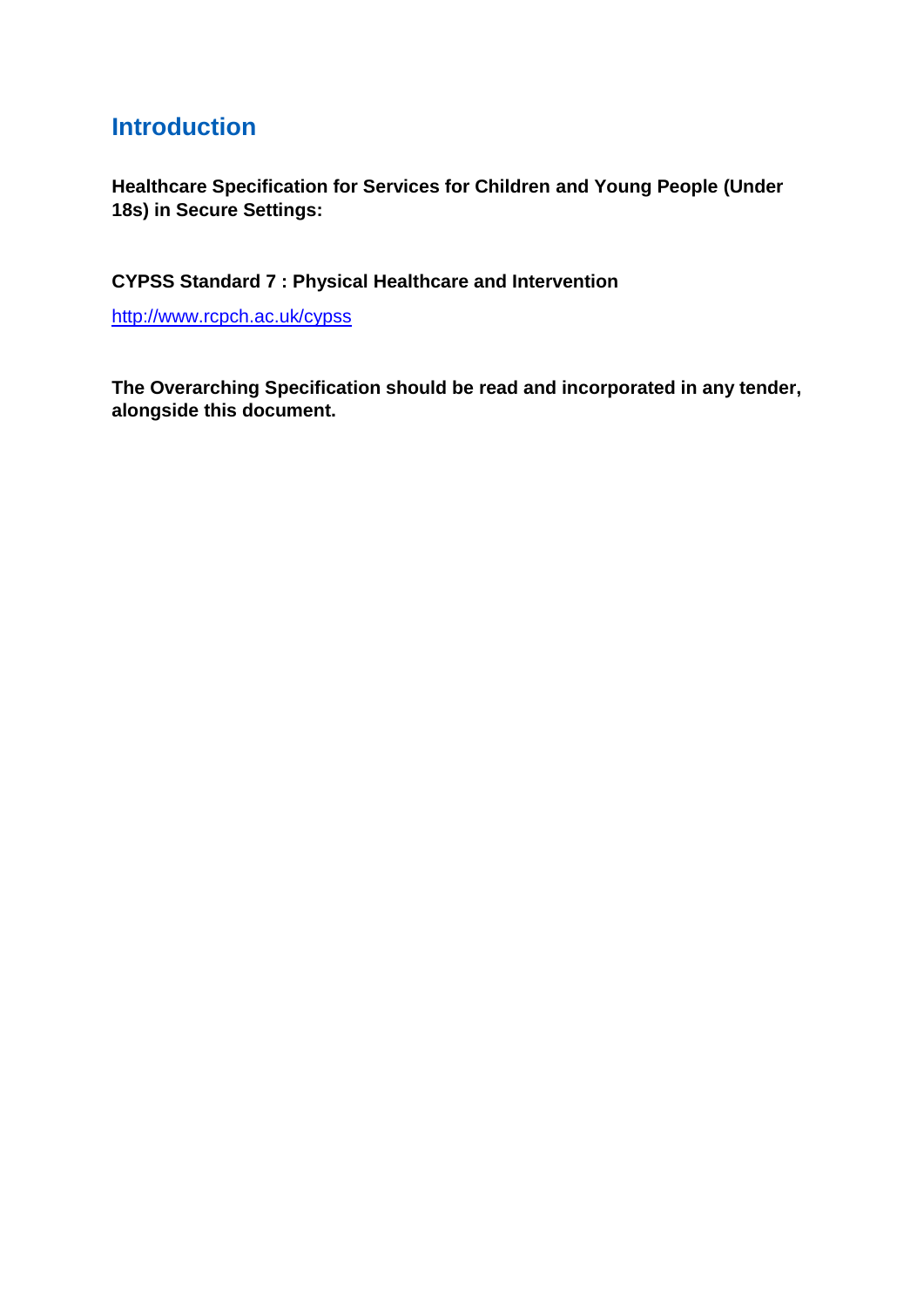# Introduction

**Healthcare Specification for Services for Children and Young People (Under 18s) in Secure Settings:**

**CYPSS Standard 7 : Physical Healthcare and Intervention**

http://www.rcpch.ac.uk/cypss

**The Overarching Specification should be read and incorporated in any tender, alongside this document.**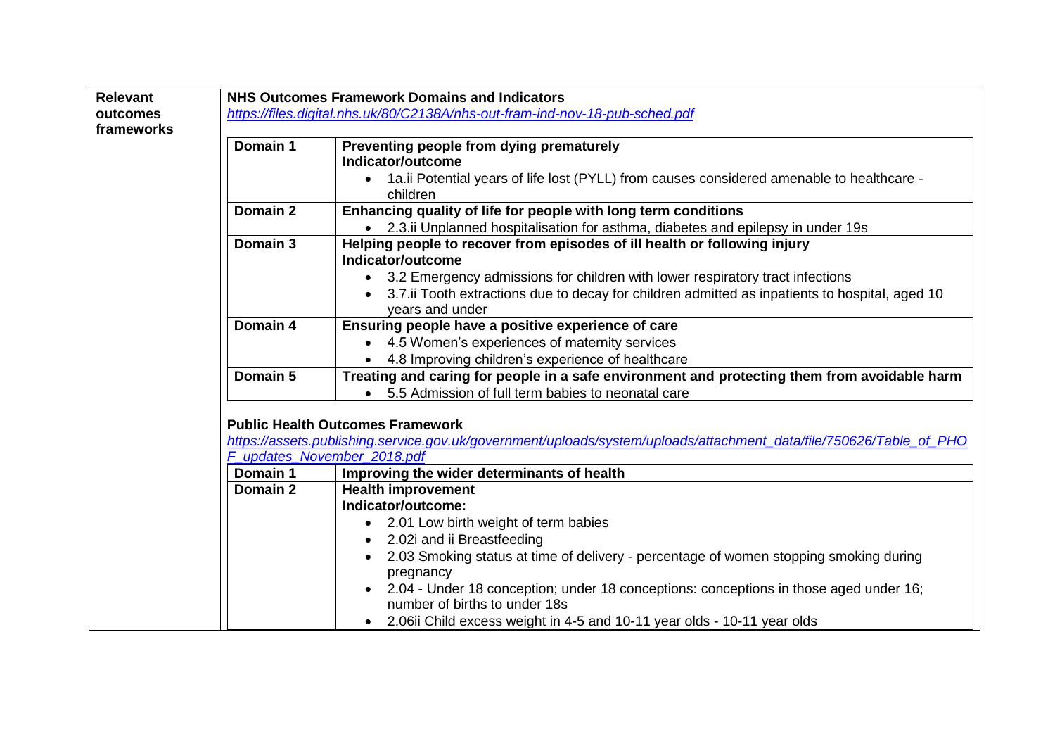| Relevant outcomes frameworks | NHS Outcomes Framework Domains and Indicators |
|---|---|

**Relevant outcomes frameworks**

**NHS Outcomes Framework Domains and Indicators**

*https://files.digital.nhs.uk/80/C2138A/nhs-out-fram-ind-nov-18-pub-sched.pdf*

| Domain | Description |
|---|---|
| **Domain 1** | **Preventing people from dying prematurely**<br>**Indicator/outcome**<br>• 1a.ii Potential years of life lost (PYLL) from causes considered amenable to healthcare - children |
| **Domain 2** | **Enhancing quality of life for people with long term conditions**<br>• 2.3.ii Unplanned hospitalisation for asthma, diabetes and epilepsy in under 19s |
| **Domain 3** | **Helping people to recover from episodes of ill health or following injury**<br>**Indicator/outcome**<br>• 3.2 Emergency admissions for children with lower respiratory tract infections<br>• 3.7.ii Tooth extractions due to decay for children admitted as inpatients to hospital, aged 10 years and under |
| **Domain 4** | **Ensuring people have a positive experience of care**<br>• 4.5 Women's experiences of maternity services<br>• 4.8 Improving children's experience of healthcare |
| **Domain 5** | **Treating and caring for people in a safe environment and protecting them from avoidable harm**<br>• 5.5 Admission of full term babies to neonatal care |

**Public Health Outcomes Framework**

*https://assets.publishing.service.gov.uk/government/uploads/system/uploads/attachment_data/file/750626/Table_of_PHOF_updates_November_2018.pdf*

| Domain | Description |
|---|---|
| **Domain 1** | **Improving the wider determinants of health** |
| **Domain 2** | **Health improvement**<br>**Indicator/outcome:**<br>• 2.01 Low birth weight of term babies<br>• 2.02i and ii Breastfeeding<br>• 2.03 Smoking status at time of delivery - percentage of women stopping smoking during pregnancy<br>• 2.04 - Under 18 conception; under 18 conceptions: conceptions in those aged under 16; number of births to under 18s<br>• 2.06ii Child excess weight in 4-5 and 10-11 year olds - 10-11 year olds |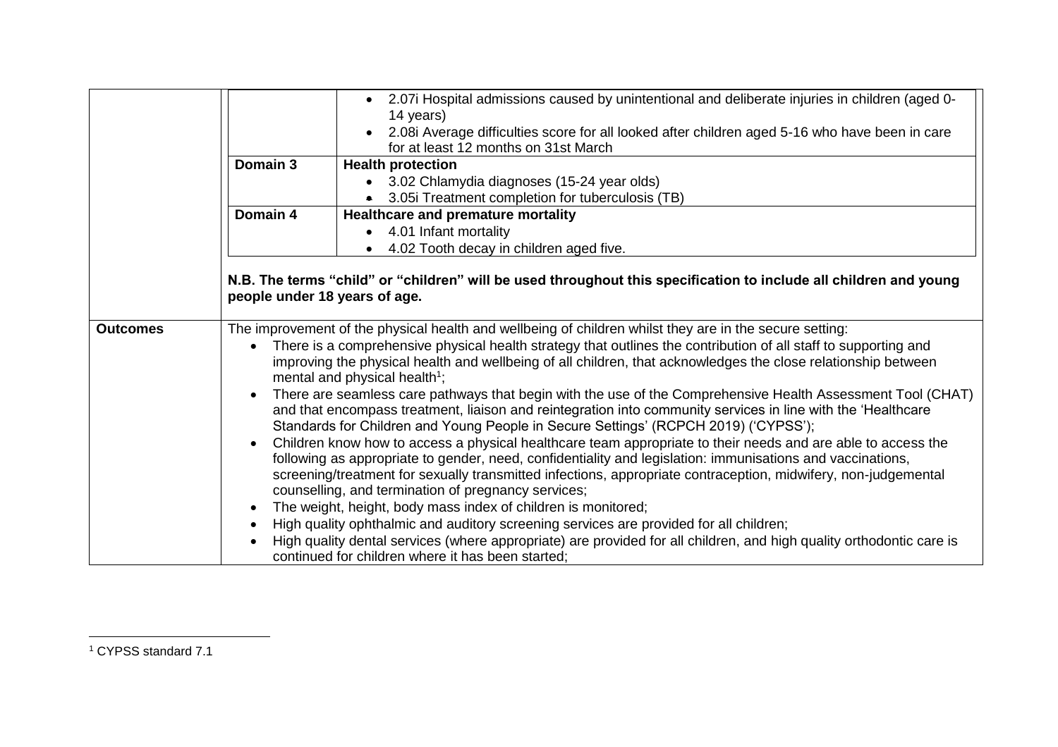| | | |
|---|---|---|
| | | • 2.07i Hospital admissions caused by unintentional and deliberate injuries in children (aged 0-14 years)<br>• 2.08i Average difficulties score for all looked after children aged 5-16 who have been in care for at least 12 months on 31st March |
| | **Domain 3** | **Health protection**<br>• 3.02 Chlamydia diagnoses (15-24 year olds)<br>• 3.05i Treatment completion for tuberculosis (TB) |
| | **Domain 4** | **Healthcare and premature mortality**<br>• 4.01 Infant mortality<br>• 4.02 Tooth decay in children aged five. |
| | **N.B. The terms "child" or "children" will be used throughout this specification to include all children and young people under 18 years of age.** | |
| **Outcomes** | The improvement of the physical health and wellbeing of children whilst they are in the secure setting:<br>• There is a comprehensive physical health strategy that outlines the contribution of all staff to supporting and improving the physical health and wellbeing of all children, that acknowledges the close relationship between mental and physical health[1];<br>• There are seamless care pathways that begin with the use of the Comprehensive Health Assessment Tool (CHAT) and that encompass treatment, liaison and reintegration into community services in line with the 'Healthcare Standards for Children and Young People in Secure Settings' (RCPCH 2019) ('CYPSS');<br>• Children know how to access a physical healthcare team appropriate to their needs and are able to access the following as appropriate to gender, need, confidentiality and legislation: immunisations and vaccinations, screening/treatment for sexually transmitted infections, appropriate contraception, midwifery, non-judgemental counselling, and termination of pregnancy services;<br>• The weight, height, body mass index of children is monitored;<br>• High quality ophthalmic and auditory screening services are provided for all children;<br>• High quality dental services (where appropriate) are provided for all children, and high quality orthodontic care is continued for children where it has been started; | |

[1] CYPSS standard 7.1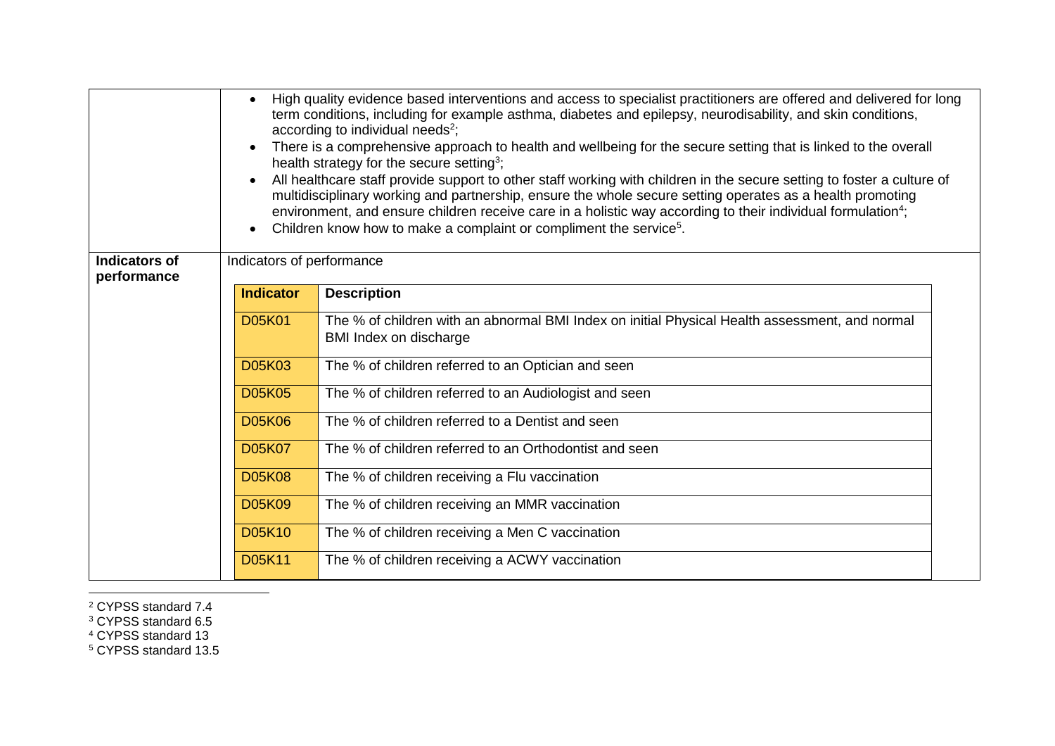| | |
|---|---|
| | • High quality evidence based interventions and access to specialist practitioners are offered and delivered for long term conditions, including for example asthma, diabetes and epilepsy, neurodisability, and skin conditions, according to individual needs[2]; <br>• There is a comprehensive approach to health and wellbeing for the secure setting that is linked to the overall health strategy for the secure setting[3]; <br>• All healthcare staff provide support to other staff working with children in the secure setting to foster a culture of multidisciplinary working and partnership, ensure the whole secure setting operates as a health promoting environment, and ensure children receive care in a holistic way according to their individual formulation[4]; <br>• Children know how to make a complaint or compliment the service[5]. |
| **Indicators of performance** | Indicators of performance |

| Indicator | Description |
|---|---|
| D05K01 | The % of children with an abnormal BMI Index on initial Physical Health assessment, and normal BMI Index on discharge |
| D05K03 | The % of children referred to an Optician and seen |
| D05K05 | The % of children referred to an Audiologist and seen |
| D05K06 | The % of children referred to a Dentist and seen |
| D05K07 | The % of children referred to an Orthodontist and seen |
| D05K08 | The % of children receiving a Flu vaccination |
| D05K09 | The % of children receiving an MMR vaccination |
| D05K10 | The % of children receiving a Men C vaccination |
| D05K11 | The % of children receiving a ACWY vaccination |

[2] CYPSS standard 7.4
[3] CYPSS standard 6.5
[4] CYPSS standard 13
[5] CYPSS standard 13.5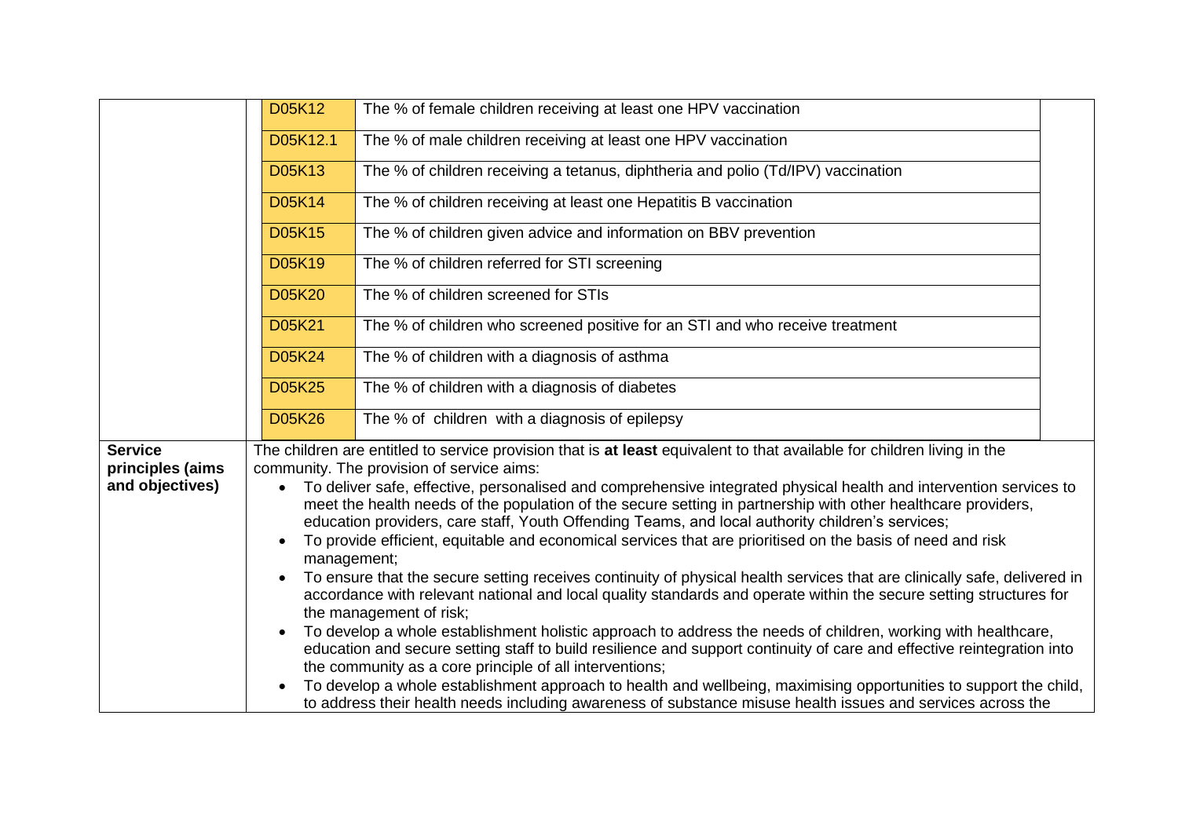| | | |
|---|---|---|
| | D05K12 | The % of female children receiving at least one HPV vaccination |
| | D05K12.1 | The % of male children receiving at least one HPV vaccination |
| | D05K13 | The % of children receiving a tetanus, diphtheria and polio (Td/IPV) vaccination |
| | D05K14 | The % of children receiving at least one Hepatitis B vaccination |
| | D05K15 | The % of children given advice and information on BBV prevention |
| | D05K19 | The % of children referred for STI screening |
| | D05K20 | The % of children screened for STIs |
| | D05K21 | The % of children who screened positive for an STI and who receive treatment |
| | D05K24 | The % of children with a diagnosis of asthma |
| | D05K25 | The % of children with a diagnosis of diabetes |
| | D05K26 | The % of children with a diagnosis of epilepsy |
| **Service principles (aims and objectives)** | The children are entitled to service provision that is **at least** equivalent to that available for children living in the community. The provision of service aims:<br>• To deliver safe, effective, personalised and comprehensive integrated physical health and intervention services to meet the health needs of the population of the secure setting in partnership with other healthcare providers, education providers, care staff, Youth Offending Teams, and local authority children's services;<br>• To provide efficient, equitable and economical services that are prioritised on the basis of need and risk management;<br>• To ensure that the secure setting receives continuity of physical health services that are clinically safe, delivered in accordance with relevant national and local quality standards and operate within the secure setting structures for the management of risk;<br>• To develop a whole establishment holistic approach to address the needs of children, working with healthcare, education and secure setting staff to build resilience and support continuity of care and effective reintegration into the community as a core principle of all interventions;<br>• To develop a whole establishment approach to health and wellbeing, maximising opportunities to support the child, to address their health needs including awareness of substance misuse health issues and services across the | |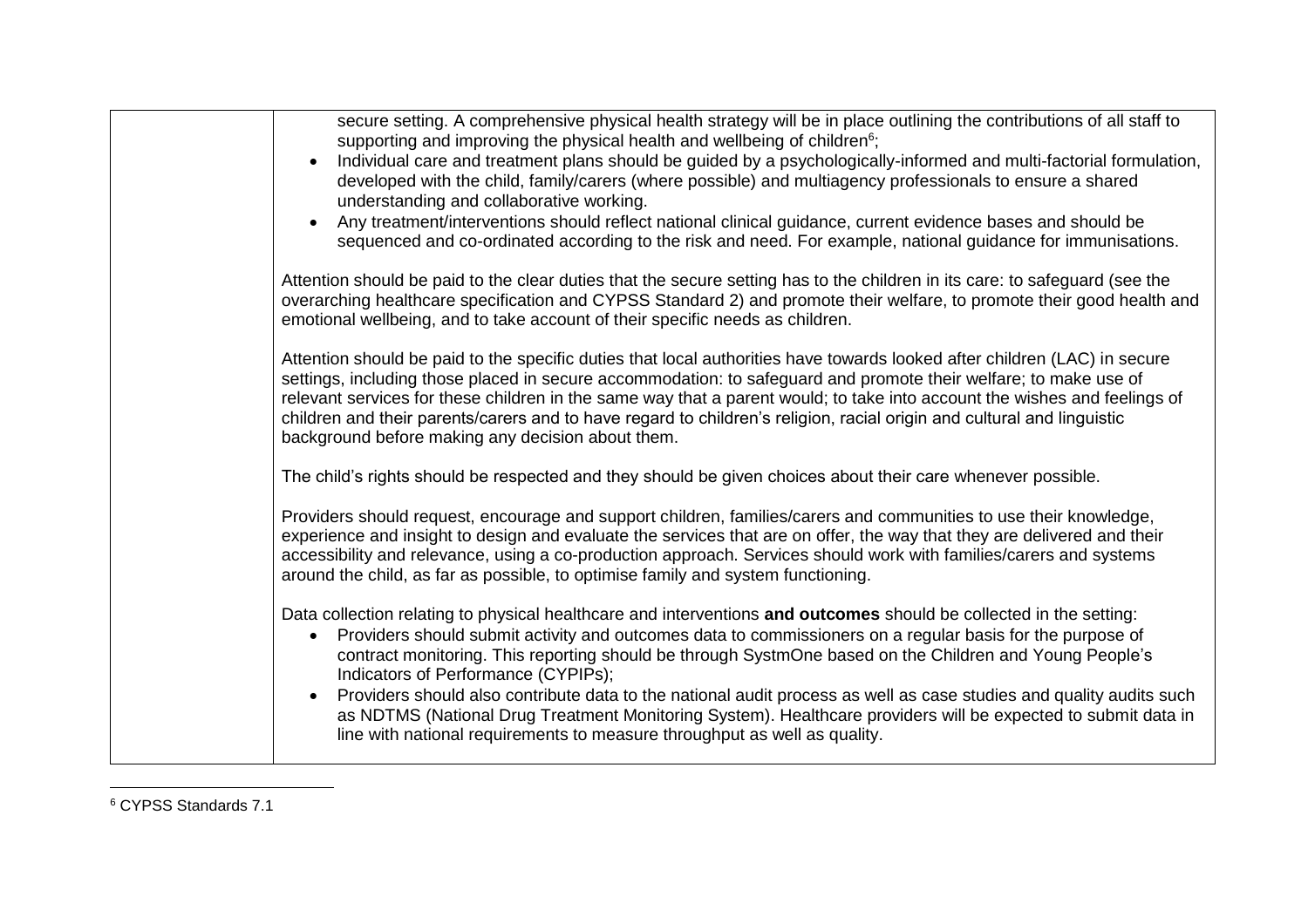| | secure setting. A comprehensive physical health strategy will be in place outlining the contributions of all staff to supporting and improving the physical health and wellbeing of children[6];<br>• Individual care and treatment plans should be guided by a psychologically-informed and multi-factorial formulation, developed with the child, family/carers (where possible) and multiagency professionals to ensure a shared understanding and collaborative working.<br>• Any treatment/interventions should reflect national clinical guidance, current evidence bases and should be sequenced and co-ordinated according to the risk and need. For example, national guidance for immunisations.<br><br>Attention should be paid to the clear duties that the secure setting has to the children in its care: to safeguard (see the overarching healthcare specification and CYPSS Standard 2) and promote their welfare, to promote their good health and emotional wellbeing, and to take account of their specific needs as children.<br><br>Attention should be paid to the specific duties that local authorities have towards looked after children (LAC) in secure settings, including those placed in secure accommodation: to safeguard and promote their welfare; to make use of relevant services for these children in the same way that a parent would; to take into account the wishes and feelings of children and their parents/carers and to have regard to children's religion, racial origin and cultural and linguistic background before making any decision about them.<br><br>The child's rights should be respected and they should be given choices about their care whenever possible.<br><br>Providers should request, encourage and support children, families/carers and communities to use their knowledge, experience and insight to design and evaluate the services that are on offer, the way that they are delivered and their accessibility and relevance, using a co-production approach. Services should work with families/carers and systems around the child, as far as possible, to optimise family and system functioning.<br><br>Data collection relating to physical healthcare and interventions **and outcomes** should be collected in the setting:<br>• Providers should submit activity and outcomes data to commissioners on a regular basis for the purpose of contract monitoring. This reporting should be through SystmOne based on the Children and Young People's Indicators of Performance (CYPIPs);<br>• Providers should also contribute data to the national audit process as well as case studies and quality audits such as NDTMS (National Drug Treatment Monitoring System). Healthcare providers will be expected to submit data in line with national requirements to measure throughput as well as quality. |
|---|---|

[6] CYPSS Standards 7.1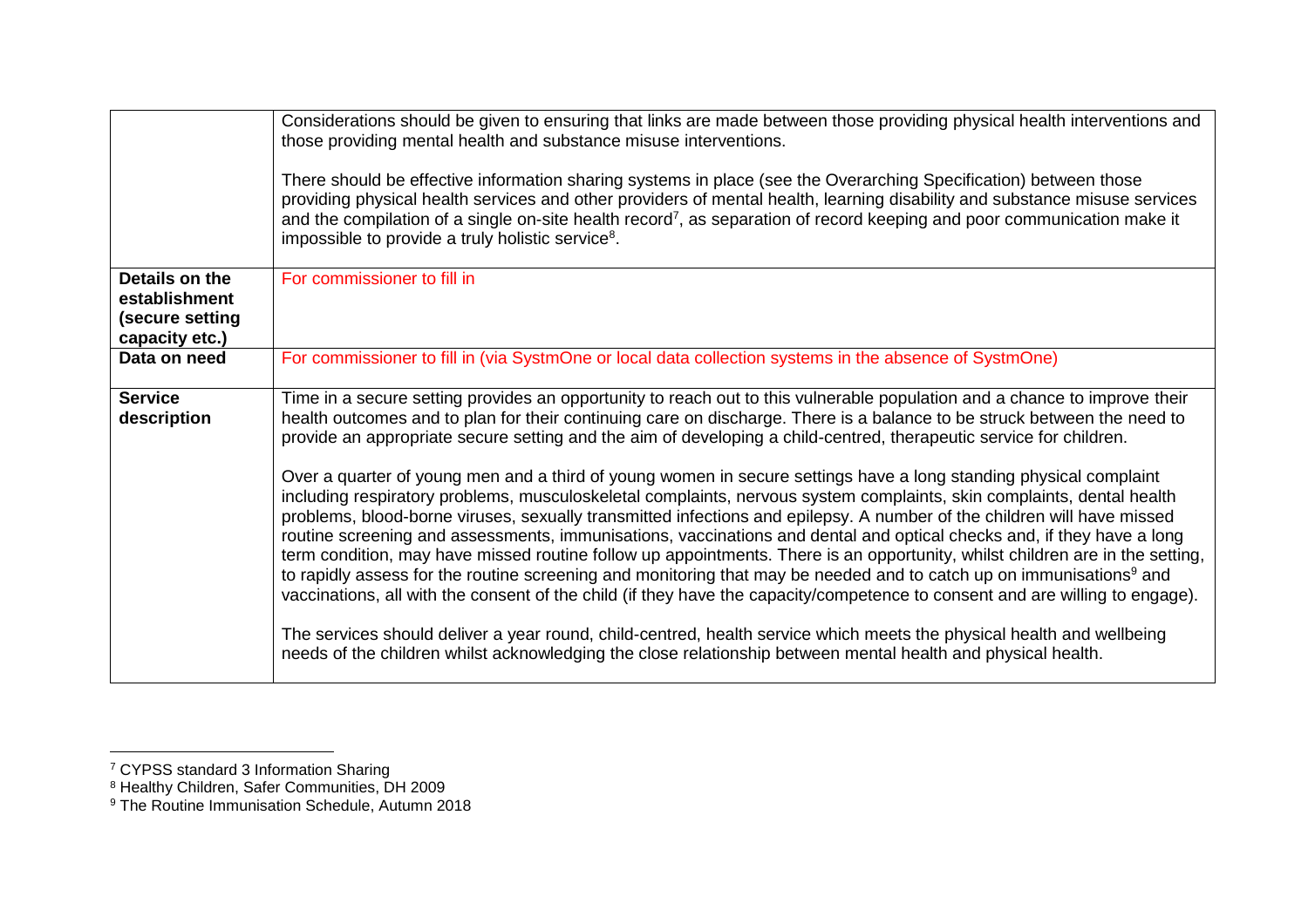| | |
|---|---|
| | Considerations should be given to ensuring that links are made between those providing physical health interventions and those providing mental health and substance misuse interventions.<br><br>There should be effective information sharing systems in place (see the Overarching Specification) between those providing physical health services and other providers of mental health, learning disability and substance misuse services and the compilation of a single on-site health record[7], as separation of record keeping and poor communication make it impossible to provide a truly holistic service[8]. |
| **Details on the establishment (secure setting capacity etc.)** | For commissioner to fill in |
| **Data on need** | For commissioner to fill in (via SystmOne or local data collection systems in the absence of SystmOne) |
| **Service description** | Time in a secure setting provides an opportunity to reach out to this vulnerable population and a chance to improve their health outcomes and to plan for their continuing care on discharge. There is a balance to be struck between the need to provide an appropriate secure setting and the aim of developing a child-centred, therapeutic service for children.<br><br>Over a quarter of young men and a third of young women in secure settings have a long standing physical complaint including respiratory problems, musculoskeletal complaints, nervous system complaints, skin complaints, dental health problems, blood-borne viruses, sexually transmitted infections and epilepsy. A number of the children will have missed routine screening and assessments, immunisations, vaccinations and dental and optical checks and, if they have a long term condition, may have missed routine follow up appointments. There is an opportunity, whilst children are in the setting, to rapidly assess for the routine screening and monitoring that may be needed and to catch up on immunisations[9] and vaccinations, all with the consent of the child (if they have the capacity/competence to consent and are willing to engage).<br><br>The services should deliver a year round, child-centred, health service which meets the physical health and wellbeing needs of the children whilst acknowledging the close relationship between mental health and physical health. |

[7] CYPSS standard 3 Information Sharing

[8] Healthy Children, Safer Communities, DH 2009

[9] The Routine Immunisation Schedule, Autumn 2018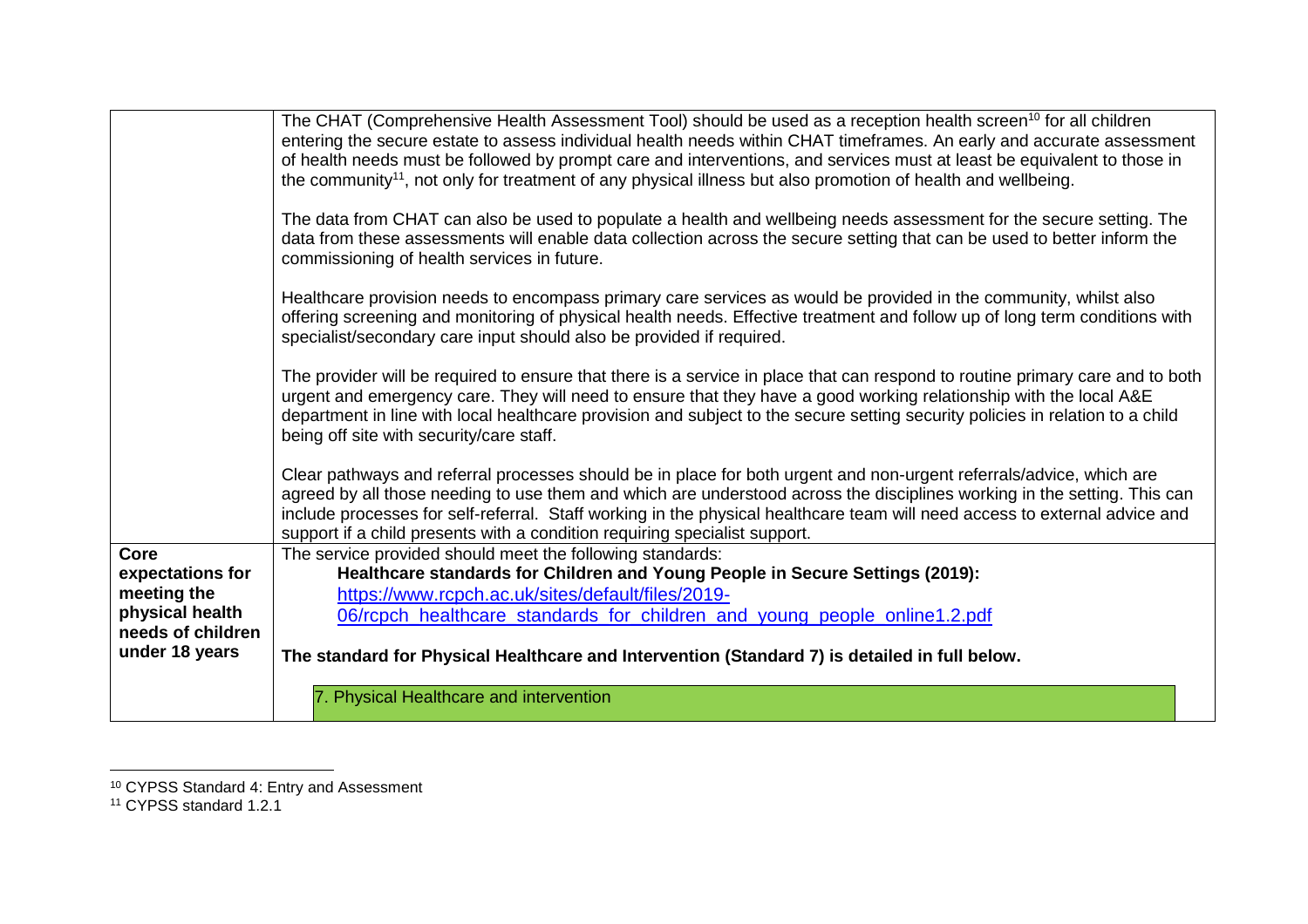| | |
|---|---|
| | The CHAT (Comprehensive Health Assessment Tool) should be used as a reception health screen[10] for all children entering the secure estate to assess individual health needs within CHAT timeframes. An early and accurate assessment of health needs must be followed by prompt care and interventions, and services must at least be equivalent to those in the community[11], not only for treatment of any physical illness but also promotion of health and wellbeing.<br><br>The data from CHAT can also be used to populate a health and wellbeing needs assessment for the secure setting. The data from these assessments will enable data collection across the secure setting that can be used to better inform the commissioning of health services in future.<br><br>Healthcare provision needs to encompass primary care services as would be provided in the community, whilst also offering screening and monitoring of physical health needs. Effective treatment and follow up of long term conditions with specialist/secondary care input should also be provided if required.<br><br>The provider will be required to ensure that there is a service in place that can respond to routine primary care and to both urgent and emergency care. They will need to ensure that they have a good working relationship with the local A&E department in line with local healthcare provision and subject to the secure setting security policies in relation to a child being off site with security/care staff.<br><br>Clear pathways and referral processes should be in place for both urgent and non-urgent referrals/advice, which are agreed by all those needing to use them and which are understood across the disciplines working in the setting. This can include processes for self-referral. Staff working in the physical healthcare team will need access to external advice and support if a child presents with a condition requiring specialist support. |
| **Core expectations for meeting the physical health needs of children under 18 years** | The service provided should meet the following standards:<br>**Healthcare standards for Children and Young People in Secure Settings (2019):**<br>[https://www.rcpch.ac.uk/sites/default/files/2019-06/rcpch_healthcare_standards_for_children_and_young_people_online1.2.pdf](https://www.rcpch.ac.uk/sites/default/files/2019-06/rcpch_healthcare_standards_for_children_and_young_people_online1.2.pdf)<br><br>**The standard for Physical Healthcare and Intervention (Standard 7) is detailed in full below.**<br><br>7. Physical Healthcare and intervention |

[10] CYPSS Standard 4: Entry and Assessment

[11] CYPSS standard 1.2.1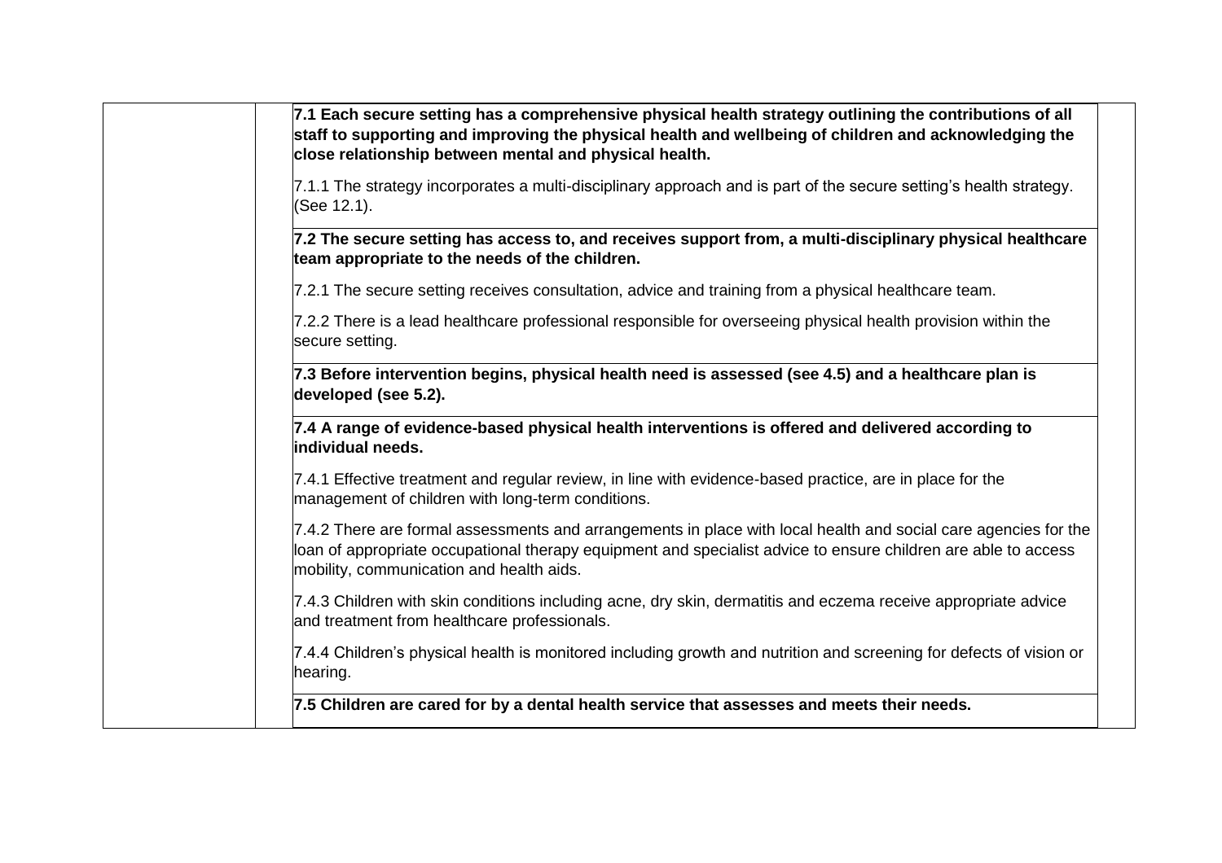**7.1 Each secure setting has a comprehensive physical health strategy outlining the contributions of all staff to supporting and improving the physical health and wellbeing of children and acknowledging the close relationship between mental and physical health.**

7.1.1 The strategy incorporates a multi-disciplinary approach and is part of the secure setting's health strategy. (See 12.1).

**7.2 The secure setting has access to, and receives support from, a multi-disciplinary physical healthcare team appropriate to the needs of the children.**

7.2.1 The secure setting receives consultation, advice and training from a physical healthcare team.

7.2.2 There is a lead healthcare professional responsible for overseeing physical health provision within the secure setting.

**7.3 Before intervention begins, physical health need is assessed (see 4.5) and a healthcare plan is developed (see 5.2).**

**7.4 A range of evidence-based physical health interventions is offered and delivered according to individual needs.**

7.4.1 Effective treatment and regular review, in line with evidence-based practice, are in place for the management of children with long-term conditions.

7.4.2 There are formal assessments and arrangements in place with local health and social care agencies for the loan of appropriate occupational therapy equipment and specialist advice to ensure children are able to access mobility, communication and health aids.

7.4.3 Children with skin conditions including acne, dry skin, dermatitis and eczema receive appropriate advice and treatment from healthcare professionals.

7.4.4 Children's physical health is monitored including growth and nutrition and screening for defects of vision or hearing.

**7.5 Children are cared for by a dental health service that assesses and meets their needs.**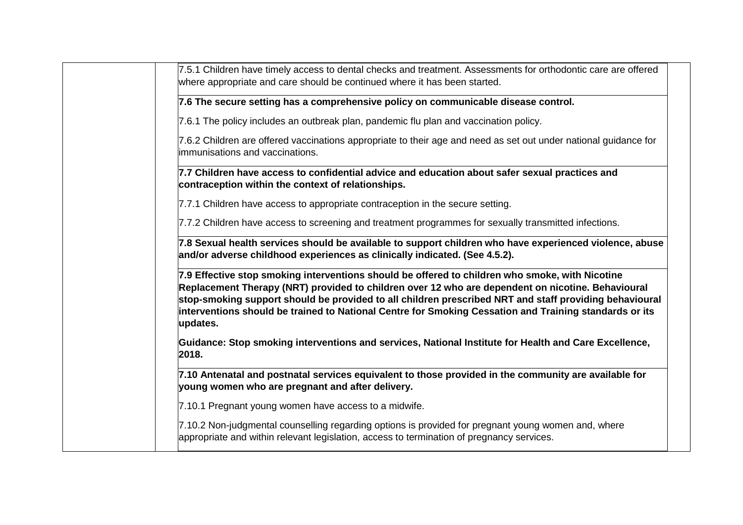7.5.1 Children have timely access to dental checks and treatment. Assessments for orthodontic care are offered where appropriate and care should be continued where it has been started.

**7.6 The secure setting has a comprehensive policy on communicable disease control.**

7.6.1 The policy includes an outbreak plan, pandemic flu plan and vaccination policy.

7.6.2 Children are offered vaccinations appropriate to their age and need as set out under national guidance for immunisations and vaccinations.

**7.7 Children have access to confidential advice and education about safer sexual practices and contraception within the context of relationships.**

7.7.1 Children have access to appropriate contraception in the secure setting.

7.7.2 Children have access to screening and treatment programmes for sexually transmitted infections.

**7.8 Sexual health services should be available to support children who have experienced violence, abuse and/or adverse childhood experiences as clinically indicated. (See 4.5.2).**

**7.9 Effective stop smoking interventions should be offered to children who smoke, with Nicotine Replacement Therapy (NRT) provided to children over 12 who are dependent on nicotine. Behavioural stop-smoking support should be provided to all children prescribed NRT and staff providing behavioural interventions should be trained to National Centre for Smoking Cessation and Training standards or its updates.**

**Guidance: Stop smoking interventions and services, National Institute for Health and Care Excellence, 2018.**

**7.10 Antenatal and postnatal services equivalent to those provided in the community are available for young women who are pregnant and after delivery.**

7.10.1 Pregnant young women have access to a midwife.

7.10.2 Non-judgmental counselling regarding options is provided for pregnant young women and, where appropriate and within relevant legislation, access to termination of pregnancy services.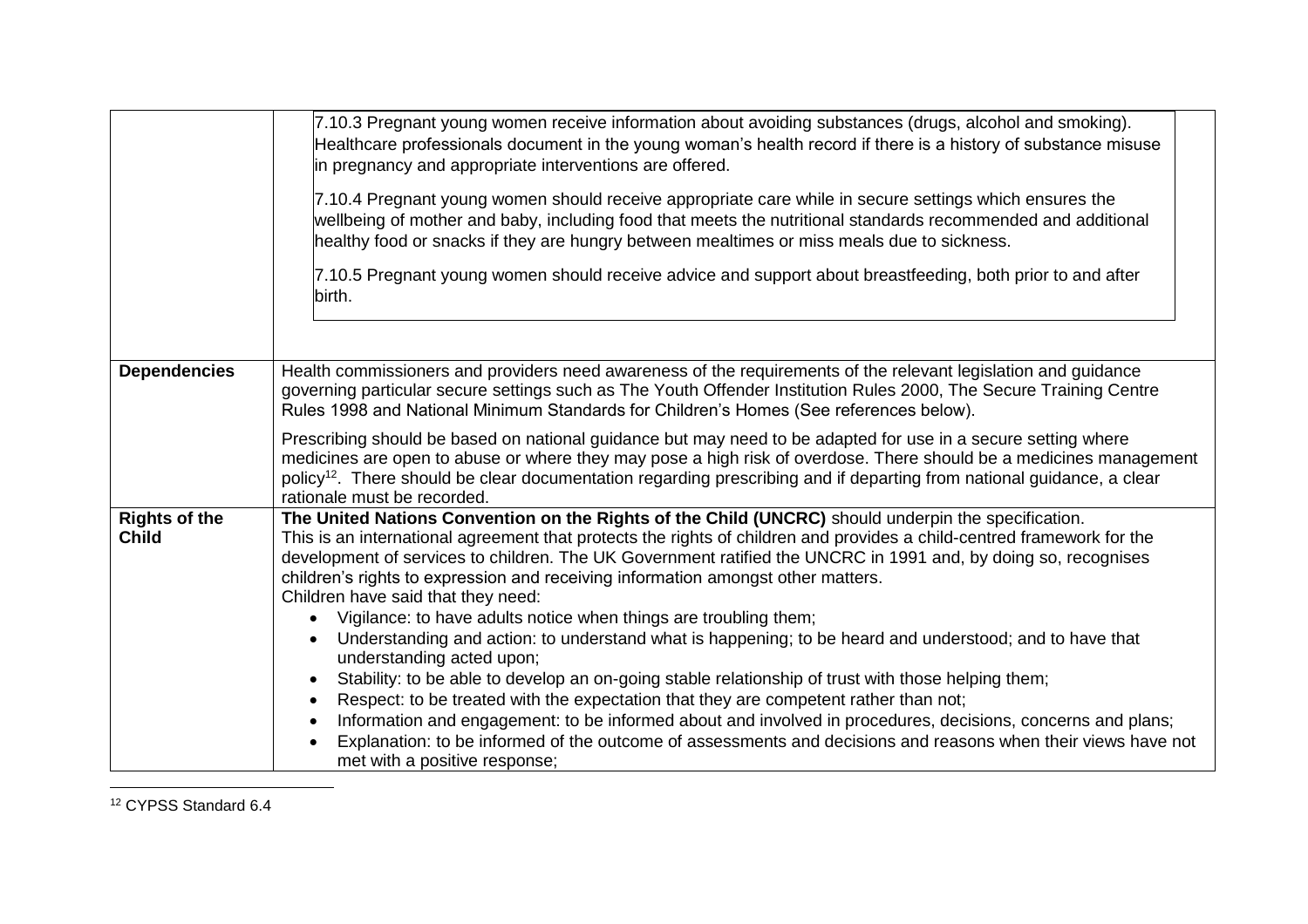| | |
|---|---|
| | 7.10.3 Pregnant young women receive information about avoiding substances (drugs, alcohol and smoking). Healthcare professionals document in the young woman's health record if there is a history of substance misuse in pregnancy and appropriate interventions are offered.<br><br>7.10.4 Pregnant young women should receive appropriate care while in secure settings which ensures the wellbeing of mother and baby, including food that meets the nutritional standards recommended and additional healthy food or snacks if they are hungry between mealtimes or miss meals due to sickness.<br><br>7.10.5 Pregnant young women should receive advice and support about breastfeeding, both prior to and after birth. |
| **Dependencies** | Health commissioners and providers need awareness of the requirements of the relevant legislation and guidance governing particular secure settings such as The Youth Offender Institution Rules 2000, The Secure Training Centre Rules 1998 and National Minimum Standards for Children's Homes (See references below).<br><br>Prescribing should be based on national guidance but may need to be adapted for use in a secure setting where medicines are open to abuse or where they may pose a high risk of overdose. There should be a medicines management policy[12]. There should be clear documentation regarding prescribing and if departing from national guidance, a clear rationale must be recorded. |
| **Rights of the Child** | **The United Nations Convention on the Rights of the Child (UNCRC)** should underpin the specification.<br>This is an international agreement that protects the rights of children and provides a child-centred framework for the development of services to children. The UK Government ratified the UNCRC in 1991 and, by doing so, recognises children's rights to expression and receiving information amongst other matters.<br>Children have said that they need:<br>• Vigilance: to have adults notice when things are troubling them;<br>• Understanding and action: to understand what is happening; to be heard and understood; and to have that understanding acted upon;<br>• Stability: to be able to develop an on-going stable relationship of trust with those helping them;<br>• Respect: to be treated with the expectation that they are competent rather than not;<br>• Information and engagement: to be informed about and involved in procedures, decisions, concerns and plans;<br>• Explanation: to be informed of the outcome of assessments and decisions and reasons when their views have not met with a positive response; |

[12] CYPSS Standard 6.4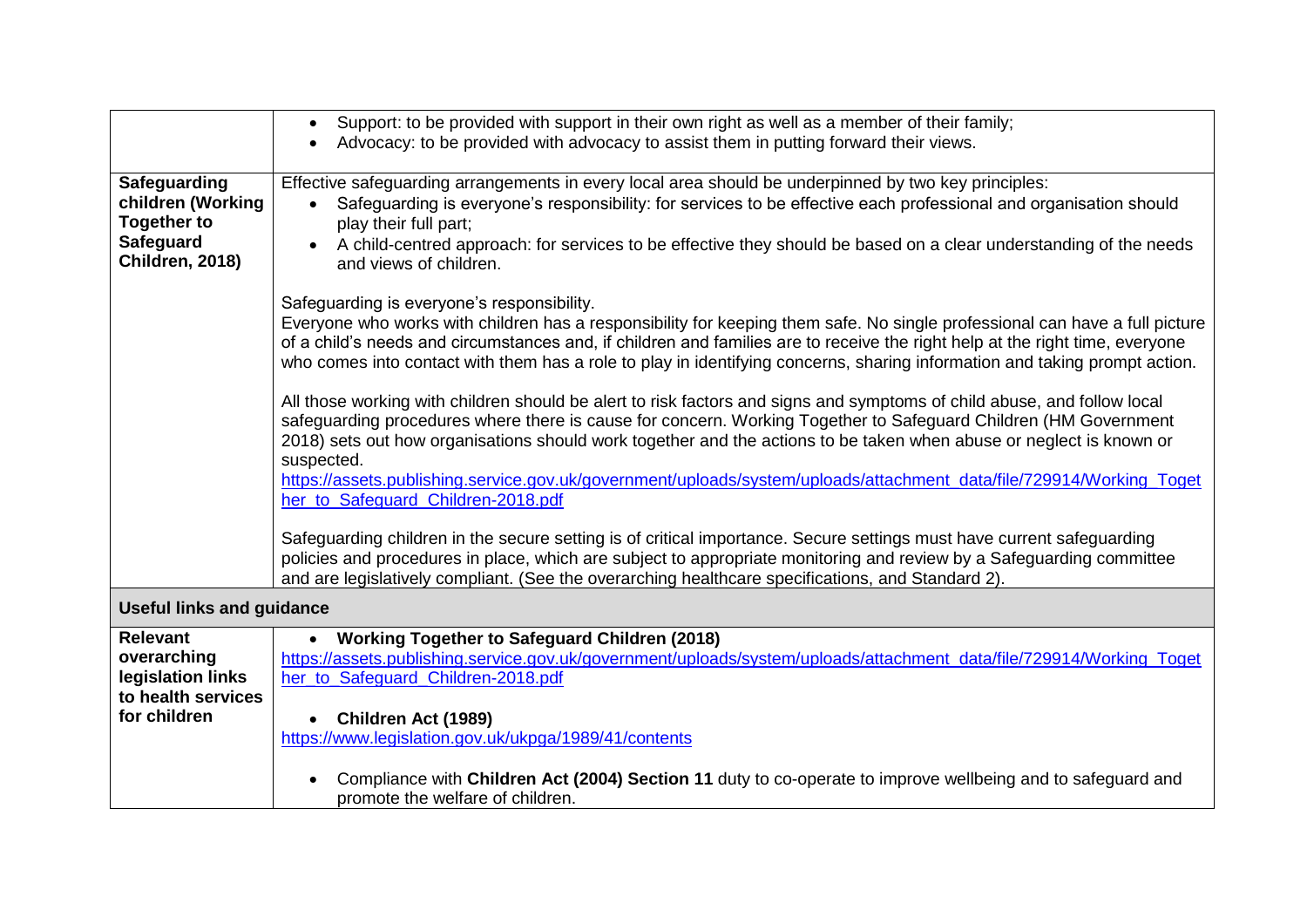| | |
|---|---|
| | • Support: to be provided with support in their own right as well as a member of their family;<br>• Advocacy: to be provided with advocacy to assist them in putting forward their views. |
| **Safeguarding children (Working Together to Safeguard Children, 2018)** | Effective safeguarding arrangements in every local area should be underpinned by two key principles:<br>• Safeguarding is everyone's responsibility: for services to be effective each professional and organisation should play their full part;<br>• A child-centred approach: for services to be effective they should be based on a clear understanding of the needs and views of children.<br><br>Safeguarding is everyone's responsibility.<br>Everyone who works with children has a responsibility for keeping them safe. No single professional can have a full picture of a child's needs and circumstances and, if children and families are to receive the right help at the right time, everyone who comes into contact with them has a role to play in identifying concerns, sharing information and taking prompt action.<br><br>All those working with children should be alert to risk factors and signs and symptoms of child abuse, and follow local safeguarding procedures where there is cause for concern. Working Together to Safeguard Children (HM Government 2018) sets out how organisations should work together and the actions to be taken when abuse or neglect is known or suspected.<br>https://assets.publishing.service.gov.uk/government/uploads/system/uploads/attachment_data/file/729914/Working_Together_to_Safeguard_Children-2018.pdf<br><br>Safeguarding children in the secure setting is of critical importance. Secure settings must have current safeguarding policies and procedures in place, which are subject to appropriate monitoring and review by a Safeguarding committee and are legislatively compliant. (See the overarching healthcare specifications, and Standard 2). |
| **Useful links and guidance** | |
| **Relevant overarching legislation links to health services for children** | • **Working Together to Safeguard Children (2018)**<br>https://assets.publishing.service.gov.uk/government/uploads/system/uploads/attachment_data/file/729914/Working_Together_to_Safeguard_Children-2018.pdf<br><br>• **Children Act (1989)**<br>https://www.legislation.gov.uk/ukpga/1989/41/contents<br><br>• Compliance with **Children Act (2004) Section 11** duty to co-operate to improve wellbeing and to safeguard and promote the welfare of children. |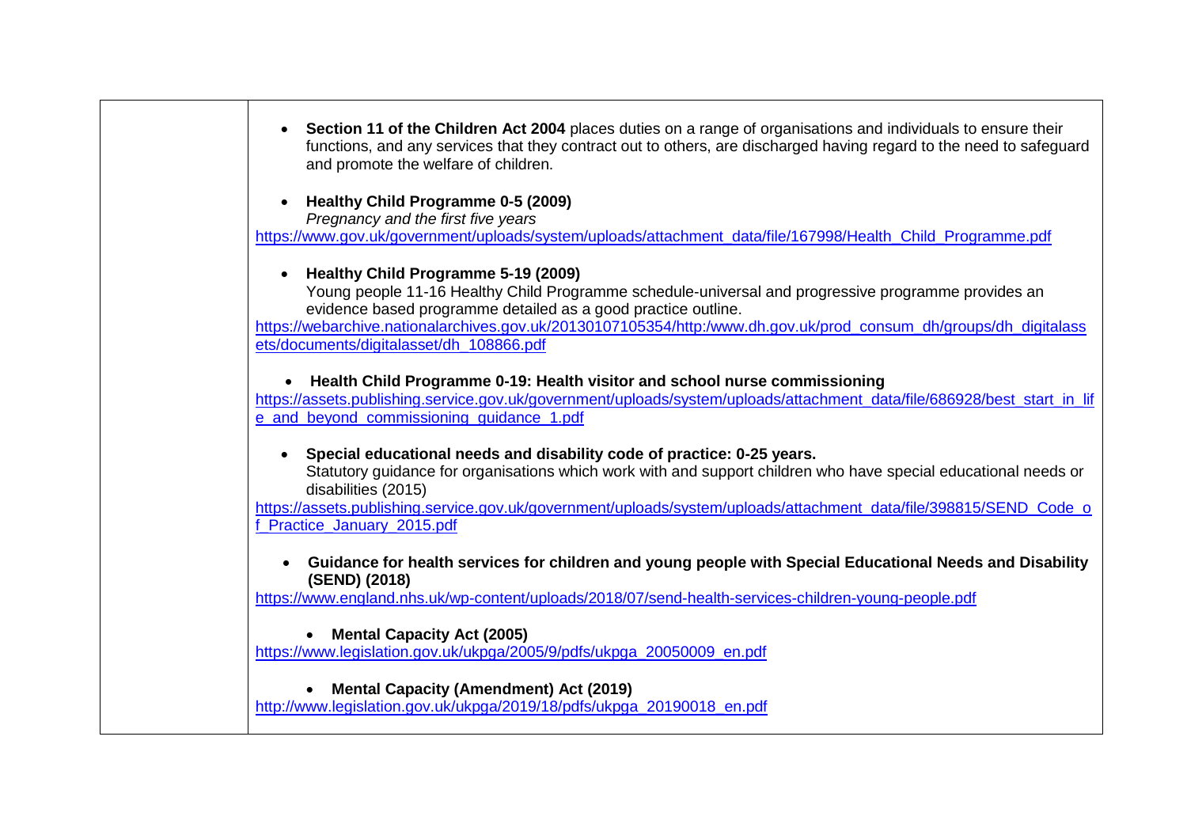- **Section 11 of the Children Act 2004** places duties on a range of organisations and individuals to ensure their functions, and any services that they contract out to others, are discharged having regard to the need to safeguard and promote the welfare of children.

- **Healthy Child Programme 0-5 (2009)**
  *Pregnancy and the first five years*

https://www.gov.uk/government/uploads/system/uploads/attachment_data/file/167998/Health_Child_Programme.pdf

- **Healthy Child Programme 5-19 (2009)**
  Young people 11-16 Healthy Child Programme schedule-universal and progressive programme provides an evidence based programme detailed as a good practice outline.

https://webarchive.nationalarchives.gov.uk/20130107105354/http:/www.dh.gov.uk/prod_consum_dh/groups/dh_digitalassets/documents/digitalasset/dh_108866.pdf

- **Health Child Programme 0-19: Health visitor and school nurse commissioning**

https://assets.publishing.service.gov.uk/government/uploads/system/uploads/attachment_data/file/686928/best_start_in_life_and_beyond_commissioning_guidance_1.pdf

- **Special educational needs and disability code of practice: 0-25 years.**
  Statutory guidance for organisations which work with and support children who have special educational needs or disabilities (2015)

https://assets.publishing.service.gov.uk/government/uploads/system/uploads/attachment_data/file/398815/SEND_Code_of_Practice_January_2015.pdf

- **Guidance for health services for children and young people with Special Educational Needs and Disability (SEND) (2018)**

https://www.england.nhs.uk/wp-content/uploads/2018/07/send-health-services-children-young-people.pdf

- **Mental Capacity Act (2005)**

https://www.legislation.gov.uk/ukpga/2005/9/pdfs/ukpga_20050009_en.pdf

- **Mental Capacity (Amendment) Act (2019)**

http://www.legislation.gov.uk/ukpga/2019/18/pdfs/ukpga_20190018_en.pdf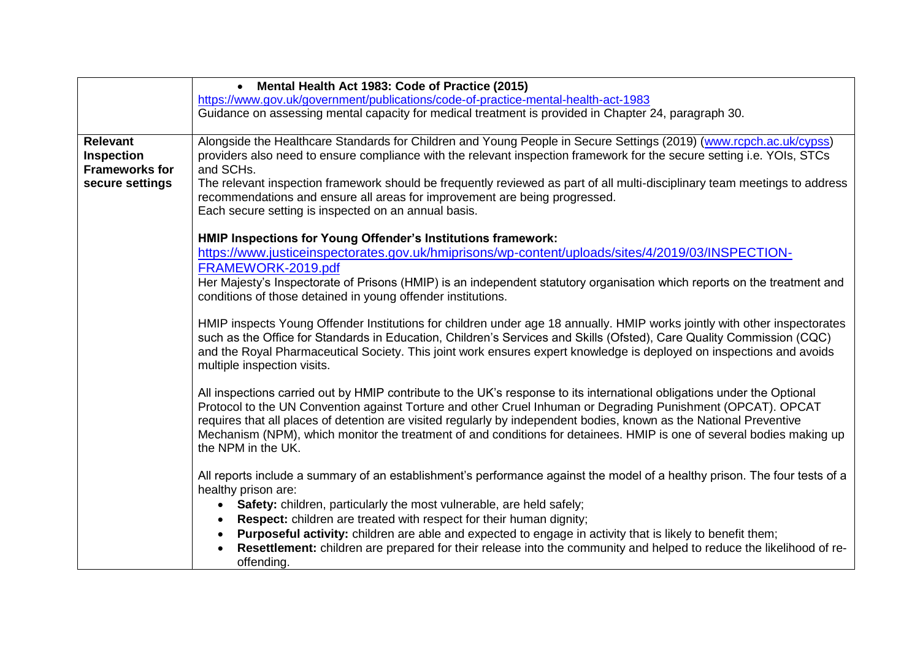| | |
|---|---|
| | • **Mental Health Act 1983: Code of Practice (2015)**<br>https://www.gov.uk/government/publications/code-of-practice-mental-health-act-1983<br>Guidance on assessing mental capacity for medical treatment is provided in Chapter 24, paragraph 30. |
| **Relevant Inspection Frameworks for secure settings** | Alongside the Healthcare Standards for Children and Young People in Secure Settings (2019) (www.rcpch.ac.uk/cypss) providers also need to ensure compliance with the relevant inspection framework for the secure setting i.e. YOIs, STCs and SCHs.<br>The relevant inspection framework should be frequently reviewed as part of all multi-disciplinary team meetings to address recommendations and ensure all areas for improvement are being progressed.<br>Each secure setting is inspected on an annual basis.<br><br>**HMIP Inspections for Young Offender's Institutions framework:**<br>https://www.justiceinspectorates.gov.uk/hmiprisons/wp-content/uploads/sites/4/2019/03/INSPECTION-FRAMEWORK-2019.pdf<br>Her Majesty's Inspectorate of Prisons (HMIP) is an independent statutory organisation which reports on the treatment and conditions of those detained in young offender institutions.<br><br>HMIP inspects Young Offender Institutions for children under age 18 annually. HMIP works jointly with other inspectorates such as the Office for Standards in Education, Children's Services and Skills (Ofsted), Care Quality Commission (CQC) and the Royal Pharmaceutical Society. This joint work ensures expert knowledge is deployed on inspections and avoids multiple inspection visits.<br><br>All inspections carried out by HMIP contribute to the UK's response to its international obligations under the Optional Protocol to the UN Convention against Torture and other Cruel Inhuman or Degrading Punishment (OPCAT). OPCAT requires that all places of detention are visited regularly by independent bodies, known as the National Preventive Mechanism (NPM), which monitor the treatment of and conditions for detainees. HMIP is one of several bodies making up the NPM in the UK.<br><br>All reports include a summary of an establishment's performance against the model of a healthy prison. The four tests of a healthy prison are:<br>• **Safety:** children, particularly the most vulnerable, are held safely;<br>• **Respect:** children are treated with respect for their human dignity;<br>• **Purposeful activity:** children are able and expected to engage in activity that is likely to benefit them;<br>• **Resettlement:** children are prepared for their release into the community and helped to reduce the likelihood of re-offending. |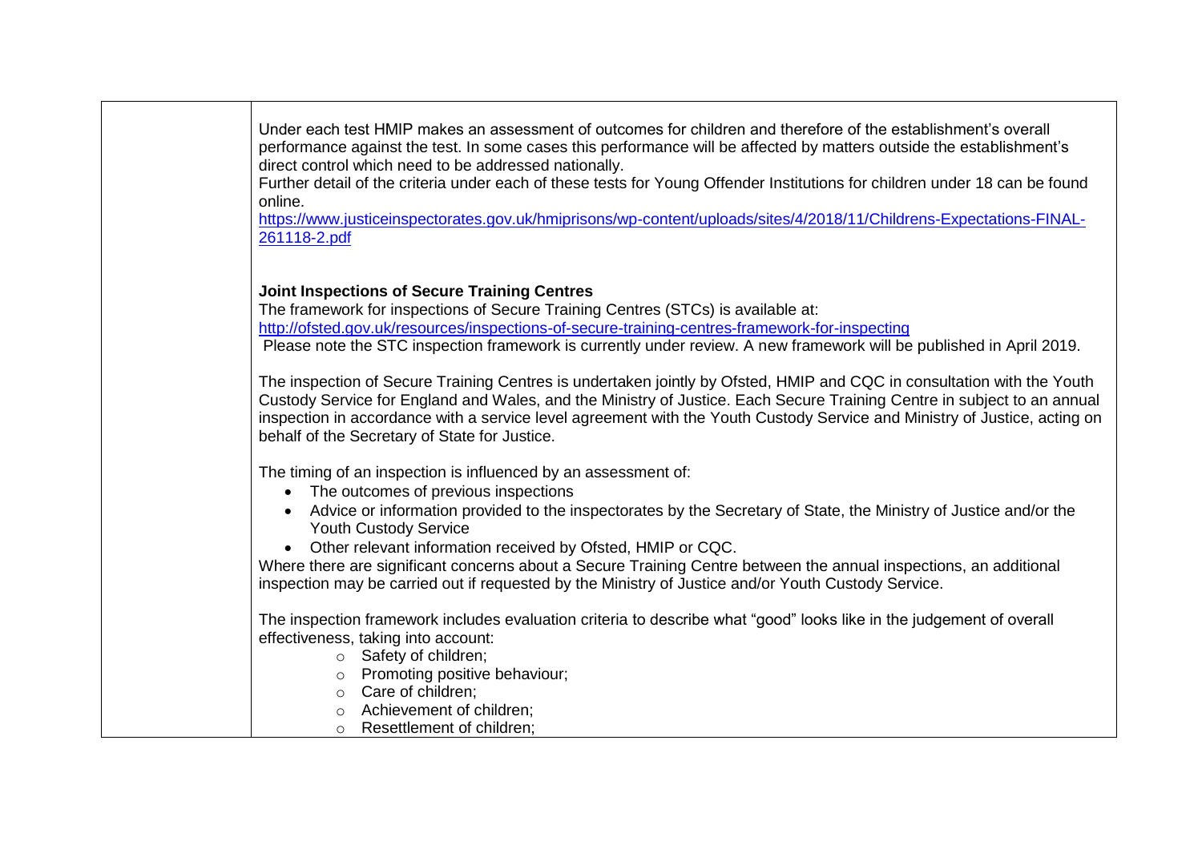| | |
|---|---|
| | Under each test HMIP makes an assessment of outcomes for children and therefore of the establishment's overall performance against the test. In some cases this performance will be affected by matters outside the establishment's direct control which need to be addressed nationally.<br>Further detail of the criteria under each of these tests for Young Offender Institutions for children under 18 can be found online.<br>[https://www.justiceinspectorates.gov.uk/hmiprisons/wp-content/uploads/sites/4/2018/11/Childrens-Expectations-FINAL-261118-2.pdf](https://www.justiceinspectorates.gov.uk/hmiprisons/wp-content/uploads/sites/4/2018/11/Childrens-Expectations-FINAL-261118-2.pdf)<br><br>**Joint Inspections of Secure Training Centres**<br>The framework for inspections of Secure Training Centres (STCs) is available at:<br>[http://ofsted.gov.uk/resources/inspections-of-secure-training-centres-framework-for-inspecting](http://ofsted.gov.uk/resources/inspections-of-secure-training-centres-framework-for-inspecting)<br>Please note the STC inspection framework is currently under review. A new framework will be published in April 2019.<br><br>The inspection of Secure Training Centres is undertaken jointly by Ofsted, HMIP and CQC in consultation with the Youth Custody Service for England and Wales, and the Ministry of Justice. Each Secure Training Centre in subject to an annual inspection in accordance with a service level agreement with the Youth Custody Service and Ministry of Justice, acting on behalf of the Secretary of State for Justice.<br><br>The timing of an inspection is influenced by an assessment of:<br>• The outcomes of previous inspections<br>• Advice or information provided to the inspectorates by the Secretary of State, the Ministry of Justice and/or the Youth Custody Service<br>• Other relevant information received by Ofsted, HMIP or CQC.<br>Where there are significant concerns about a Secure Training Centre between the annual inspections, an additional inspection may be carried out if requested by the Ministry of Justice and/or Youth Custody Service.<br><br>The inspection framework includes evaluation criteria to describe what "good" looks like in the judgement of overall effectiveness, taking into account:<br>○ Safety of children;<br>○ Promoting positive behaviour;<br>○ Care of children;<br>○ Achievement of children;<br>○ Resettlement of children; |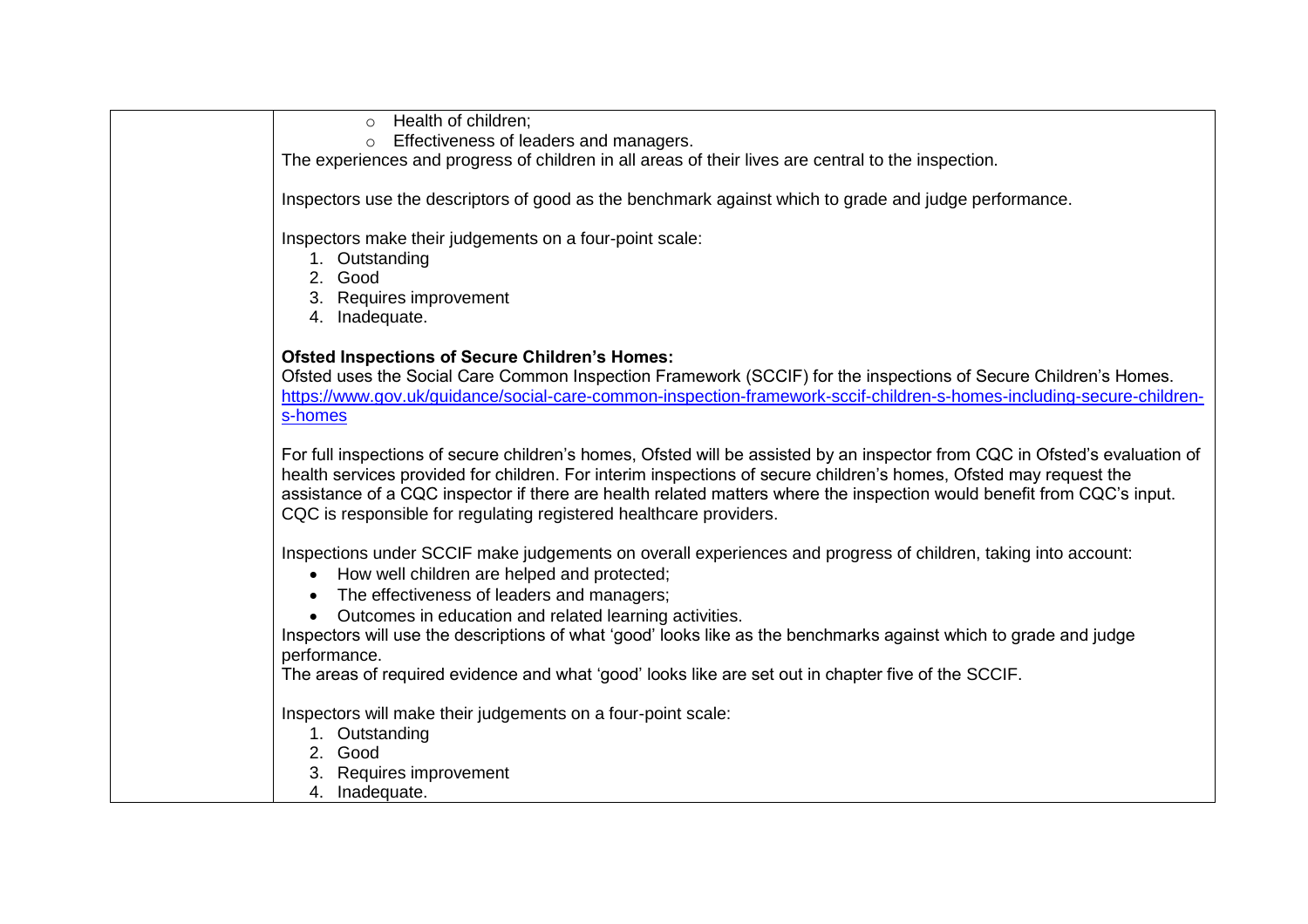| | |
|---|---|
| | ◦ Health of children;<br>◦ Effectiveness of leaders and managers.<br>The experiences and progress of children in all areas of their lives are central to the inspection.<br><br>Inspectors use the descriptors of good as the benchmark against which to grade and judge performance.<br><br>Inspectors make their judgements on a four-point scale:<br>1. Outstanding<br>2. Good<br>3. Requires improvement<br>4. Inadequate.<br><br>**Ofsted Inspections of Secure Children's Homes:**<br>Ofsted uses the Social Care Common Inspection Framework (SCCIF) for the inspections of Secure Children's Homes. [https://www.gov.uk/guidance/social-care-common-inspection-framework-sccif-children-s-homes-including-secure-children-s-homes](https://www.gov.uk/guidance/social-care-common-inspection-framework-sccif-children-s-homes-including-secure-children-s-homes)<br><br>For full inspections of secure children's homes, Ofsted will be assisted by an inspector from CQC in Ofsted's evaluation of health services provided for children. For interim inspections of secure children's homes, Ofsted may request the assistance of a CQC inspector if there are health related matters where the inspection would benefit from CQC's input. CQC is responsible for regulating registered healthcare providers.<br><br>Inspections under SCCIF make judgements on overall experiences and progress of children, taking into account:<br>• How well children are helped and protected;<br>• The effectiveness of leaders and managers;<br>• Outcomes in education and related learning activities.<br>Inspectors will use the descriptions of what 'good' looks like as the benchmarks against which to grade and judge performance.<br>The areas of required evidence and what 'good' looks like are set out in chapter five of the SCCIF.<br><br>Inspectors will make their judgements on a four-point scale:<br>1. Outstanding<br>2. Good<br>3. Requires improvement<br>4. Inadequate. |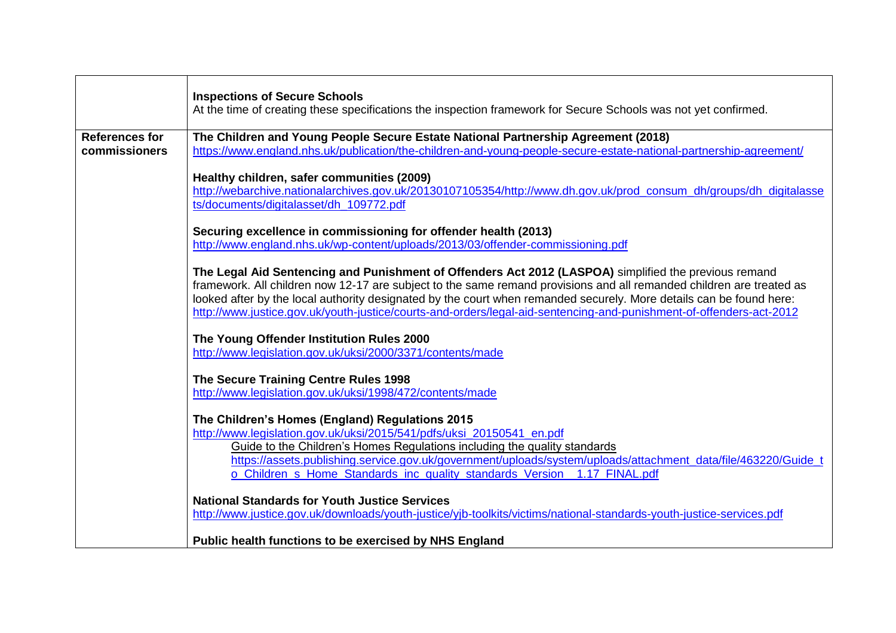| | |
|---|---|
| | **Inspections of Secure Schools**<br>At the time of creating these specifications the inspection framework for Secure Schools was not yet confirmed. |
| **References for commissioners** | **The Children and Young People Secure Estate National Partnership Agreement (2018)**<br>https://www.england.nhs.uk/publication/the-children-and-young-people-secure-estate-national-partnership-agreement/<br><br>**Healthy children, safer communities (2009)**<br>http://webarchive.nationalarchives.gov.uk/20130107105354/http://www.dh.gov.uk/prod_consum_dh/groups/dh_digitalassets/documents/digitalasset/dh_109772.pdf<br><br>**Securing excellence in commissioning for offender health (2013)**<br>http://www.england.nhs.uk/wp-content/uploads/2013/03/offender-commissioning.pdf<br><br>**The Legal Aid Sentencing and Punishment of Offenders Act 2012 (LASPOA)** simplified the previous remand framework. All children now 12-17 are subject to the same remand provisions and all remanded children are treated as looked after by the local authority designated by the court when remanded securely. More details can be found here: http://www.justice.gov.uk/youth-justice/courts-and-orders/legal-aid-sentencing-and-punishment-of-offenders-act-2012<br><br>**The Young Offender Institution Rules 2000**<br>http://www.legislation.gov.uk/uksi/2000/3371/contents/made<br><br>**The Secure Training Centre Rules 1998**<br>http://www.legislation.gov.uk/uksi/1998/472/contents/made<br><br>**The Children's Homes (England) Regulations 2015**<br>http://www.legislation.gov.uk/uksi/2015/541/pdfs/uksi_20150541_en.pdf<br>Guide to the Children's Homes Regulations including the quality standards<br>https://assets.publishing.service.gov.uk/government/uploads/system/uploads/attachment_data/file/463220/Guide_to_Children_s_Home_Standards_inc_quality_standards_Version__1.17_FINAL.pdf<br><br>**National Standards for Youth Justice Services**<br>http://www.justice.gov.uk/downloads/youth-justice/yjb-toolkits/victims/national-standards-youth-justice-services.pdf<br><br>**Public health functions to be exercised by NHS England** |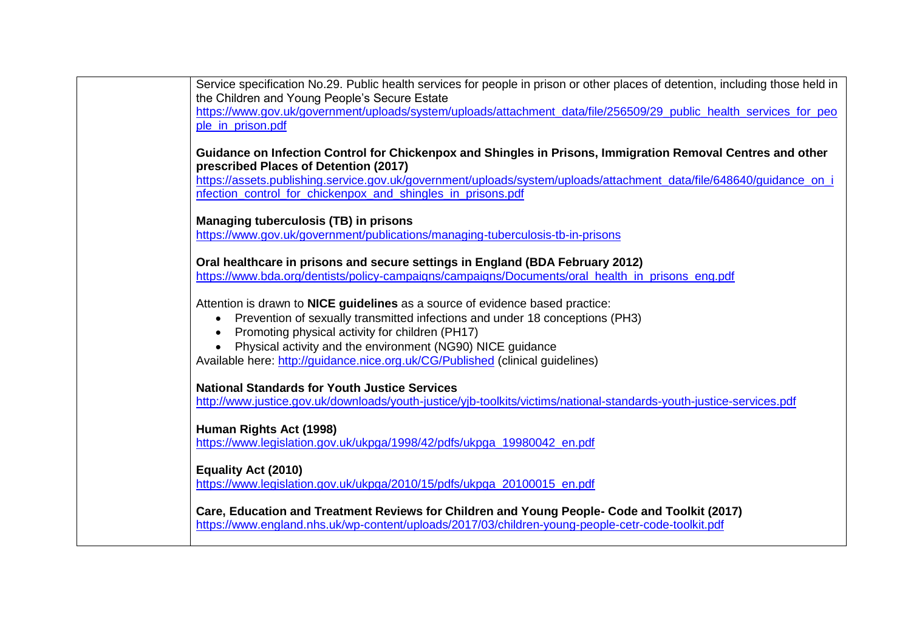| | |
|---|---|
| | Service specification No.29. Public health services for people in prison or other places of detention, including those held in the Children and Young People's Secure Estate<br>https://www.gov.uk/government/uploads/system/uploads/attachment_data/file/256509/29_public_health_services_for_people_in_prison.pdf<br><br>**Guidance on Infection Control for Chickenpox and Shingles in Prisons, Immigration Removal Centres and other prescribed Places of Detention (2017)**<br>https://assets.publishing.service.gov.uk/government/uploads/system/uploads/attachment_data/file/648640/guidance_on_infection_control_for_chickenpox_and_shingles_in_prisons.pdf<br><br>**Managing tuberculosis (TB) in prisons**<br>https://www.gov.uk/government/publications/managing-tuberculosis-tb-in-prisons<br><br>**Oral healthcare in prisons and secure settings in England (BDA February 2012)**<br>https://www.bda.org/dentists/policy-campaigns/campaigns/Documents/oral_health_in_prisons_eng.pdf<br><br>Attention is drawn to **NICE guidelines** as a source of evidence based practice:<br>• Prevention of sexually transmitted infections and under 18 conceptions (PH3)<br>• Promoting physical activity for children (PH17)<br>• Physical activity and the environment (NG90) NICE guidance<br>Available here: http://guidance.nice.org.uk/CG/Published (clinical guidelines)<br><br>**National Standards for Youth Justice Services**<br>http://www.justice.gov.uk/downloads/youth-justice/yjb-toolkits/victims/national-standards-youth-justice-services.pdf<br><br>**Human Rights Act (1998)**<br>https://www.legislation.gov.uk/ukpga/1998/42/pdfs/ukpga_19980042_en.pdf<br><br>**Equality Act (2010)**<br>https://www.legislation.gov.uk/ukpga/2010/15/pdfs/ukpga_20100015_en.pdf<br><br>**Care, Education and Treatment Reviews for Children and Young People- Code and Toolkit (2017)**<br>https://www.england.nhs.uk/wp-content/uploads/2017/03/children-young-people-cetr-code-toolkit.pdf |